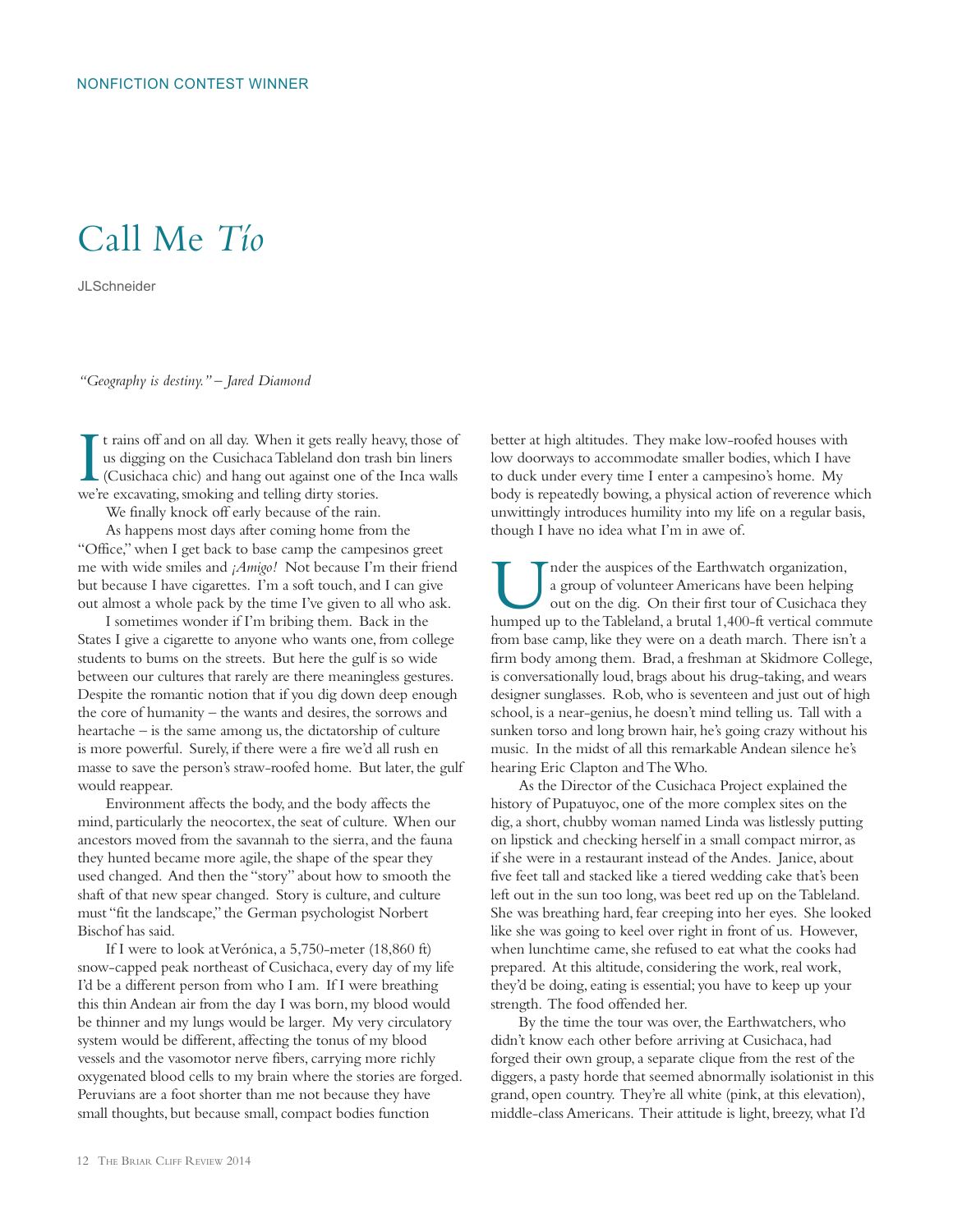NONFICTION CONTEST WINNER

# Call Me *Tío*

JLSchneider

*"Geography is destiny." – Jared Diamond*

It rains off and on all day. When it gets really heavy, those of us digging on the Cusichaca Tableland don trash bin liners (Cusichaca chic) and hang out against one of the Inca walls we're excavating, smoking and telling dirty stories.

We finally knock off early because of the rain.

As happens most days after coming home from the "Office," when I get back to base camp the campesinos greet me with wide smiles and *¡Amigo!* Not because I'm their friend but because I have cigarettes. I'm a soft touch, and I can give out almost a whole pack by the time I've given to all who ask.

I sometimes wonder if I'm bribing them. Back in the States I give a cigarette to anyone who wants one, from college students to bums on the streets. But here the gulf is so wide between our cultures that rarely are there meaningless gestures. Despite the romantic notion that if you dig down deep enough the core of humanity – the wants and desires, the sorrows and heartache – is the same among us, the dictatorship of culture is more powerful. Surely, if there were a fire we'd all rush en masse to save the person's straw-roofed home. But later, the gulf would reappear.

Environment affects the body, and the body affects the mind, particularly the neocortex, the seat of culture. When our ancestors moved from the savannah to the sierra, and the fauna they hunted became more agile, the shape of the spear they used changed. And then the "story" about how to smooth the shaft of that new spear changed. Story is culture, and culture must "fit the landscape," the German psychologist Norbert Bischof has said.

If I were to look at Verónica, a 5,750-meter (18,860 ft) snow-capped peak northeast of Cusichaca, every day of my life I'd be a different person from who I am. If I were breathing this thin Andean air from the day I was born, my blood would be thinner and my lungs would be larger. My very circulatory system would be different, affecting the tonus of my blood vessels and the vasomotor nerve fibers, carrying more richly oxygenated blood cells to my brain where the stories are forged. Peruvians are a foot shorter than me not because they have small thoughts, but because small, compact bodies function better at high altitudes. They make low-roofed houses with low doorways to accommodate smaller bodies, which I have to duck under every time I enter a campesino's home. My body is repeatedly bowing, a physical action of reverence which unwittingly introduces humility into my life on a regular basis, though I have no idea what I'm in awe of.

Under the auspices of the Earthwatch organization, a group of volunteer Americans have been helping out on the dig. On their first tour of Cusichaca they humped up to the Tableland, a brutal 1,400-ft vertical commute from base camp, like they were on a death march. There isn't a firm body among them. Brad, a freshman at Skidmore College, is conversationally loud, brags about his drug-taking, and wears designer sunglasses. Rob, who is seventeen and just out of high school, is a near-genius, he doesn't mind telling us. Tall with a sunken torso and long brown hair, he's going crazy without his music. In the midst of all this remarkable Andean silence he's hearing Eric Clapton and The Who.

As the Director of the Cusichaca Project explained the history of Pupatuyoc, one of the more complex sites on the dig, a short, chubby woman named Linda was listlessly putting on lipstick and checking herself in a small compact mirror, as if she were in a restaurant instead of the Andes. Janice, about five feet tall and stacked like a tiered wedding cake that's been left out in the sun too long, was beet red up on the Tableland. She was breathing hard, fear creeping into her eyes. She looked like she was going to keel over right in front of us. However, when lunchtime came, she refused to eat what the cooks had prepared. At this altitude, considering the work, real work, they'd be doing, eating is essential; you have to keep up your strength. The food offended her.

By the time the tour was over, the Earthwatchers, who didn't know each other before arriving at Cusichaca, had forged their own group, a separate clique from the rest of the diggers, a pasty horde that seemed abnormally isolationist in this grand, open country. They're all white (pink, at this elevation), middle-class Americans. Their attitude is light, breezy, what I'd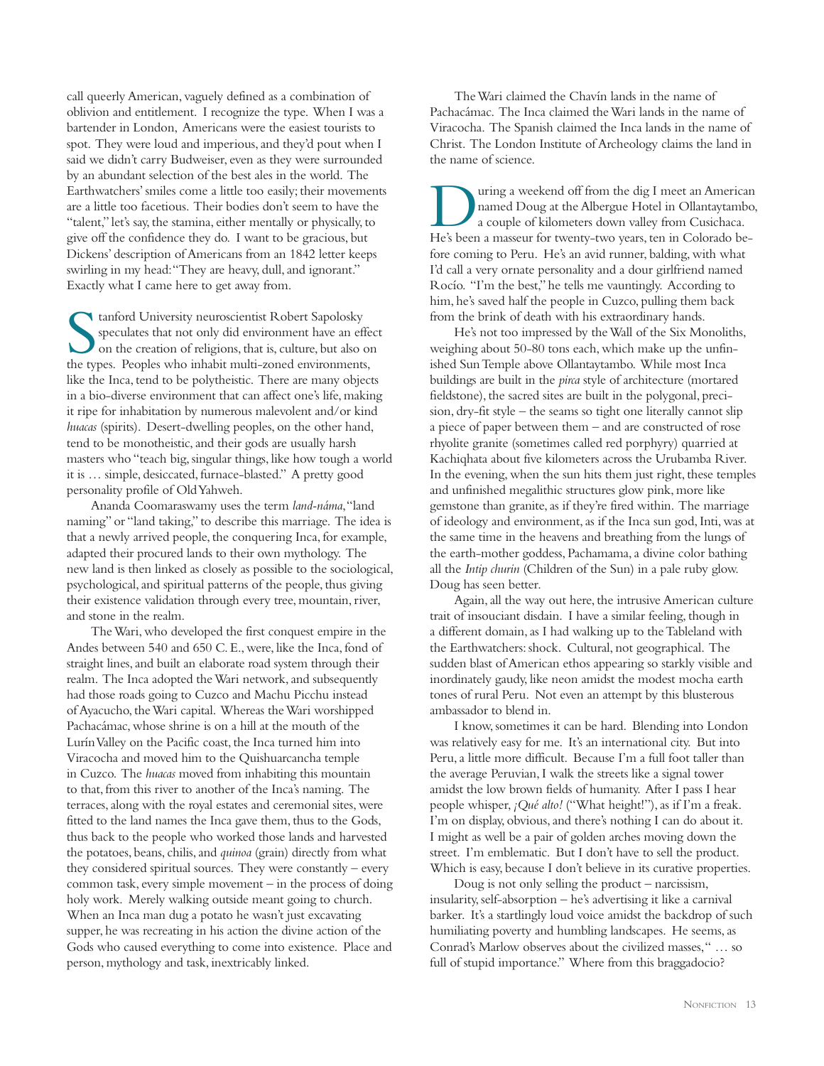call queerly American, vaguely defined as a combination of oblivion and entitlement. I recognize the type. When I was a bartender in London, Americans were the easiest tourists to spot. They were loud and imperious, and they'd pout when I said we didn't carry Budweiser, even as they were surrounded by an abundant selection of the best ales in the world. The Earthwatchers' smiles come a little too easily; their movements are a little too facetious. Their bodies don't seem to have the "talent," let's say, the stamina, either mentally or physically, to give off the confidence they do. I want to be gracious, but Dickens' description of Americans from an 1842 letter keeps swirling in my head: "They are heavy, dull, and ignorant." Exactly what I came here to get away from.

Stanford University neuroscientist Robert Sapolosky speculates that not only did environment have an effect on the creation of religions, that is, culture, but also on the types. Peoples who inhabit multi-zoned environments, like the Inca, tend to be polytheistic. There are many objects in a bio-diverse environment that can affect one's life, making it ripe for inhabitation by numerous malevolent and/or kind *huacas* (spirits). Desert-dwelling peoples, on the other hand, tend to be monotheistic, and their gods are usually harsh masters who "teach big, singular things, like how tough a world it is … simple, desiccated, furnace-blasted." A pretty good personality profile of Old Yahweh.

Ananda Coomaraswamy uses the term *land-náma*, "land naming" or "land taking," to describe this marriage. The idea is that a newly arrived people, the conquering Inca, for example, adapted their procured lands to their own mythology. The new land is then linked as closely as possible to the sociological, psychological, and spiritual patterns of the people, thus giving their existence validation through every tree, mountain, river, and stone in the realm.

The Wari, who developed the first conquest empire in the Andes between 540 and 650 C. E., were, like the Inca, fond of straight lines, and built an elaborate road system through their realm. The Inca adopted the Wari network, and subsequently had those roads going to Cuzco and Machu Picchu instead of Ayacucho, the Wari capital. Whereas the Wari worshipped Pachacámac, whose shrine is on a hill at the mouth of the Lurín Valley on the Pacific coast, the Inca turned him into Viracocha and moved him to the Quishuarcancha temple in Cuzco. The *huacas* moved from inhabiting this mountain to that, from this river to another of the Inca's naming. The terraces, along with the royal estates and ceremonial sites, were fitted to the land names the Inca gave them, thus to the Gods, thus back to the people who worked those lands and harvested the potatoes, beans, chilis, and *quinoa* (grain) directly from what they considered spiritual sources. They were constantly – every common task, every simple movement – in the process of doing holy work. Merely walking outside meant going to church. When an Inca man dug a potato he wasn't just excavating supper, he was recreating in his action the divine action of the Gods who caused everything to come into existence. Place and person, mythology and task, inextricably linked.

The Wari claimed the Chavín lands in the name of Pachacámac. The Inca claimed the Wari lands in the name of Viracocha. The Spanish claimed the Inca lands in the name of Christ. The London Institute of Archeology claims the land in the name of science.

During a weekend off from the dig I meet an American named Doug at the Albergue Hotel in Ollantaytambo, a couple of kilometers down valley from Cusichaca. He's been a masseur for twenty-two years, ten in Colorado before coming to Peru. He's an avid runner, balding, with what I'd call a very ornate personality and a dour girlfriend named Rocío. "I'm the best," he tells me vauntingly. According to him, he's saved half the people in Cuzco, pulling them back from the brink of death with his extraordinary hands.

He's not too impressed by the Wall of the Six Monoliths, weighing about 50-80 tons each, which make up the unfinished Sun Temple above Ollantaytambo. While most Inca buildings are built in the *pirca* style of architecture (mortared fieldstone), the sacred sites are built in the polygonal, precision, dry-fit style – the seams so tight one literally cannot slip a piece of paper between them – and are constructed of rose rhyolite granite (sometimes called red porphyry) quarried at Kachiqhata about five kilometers across the Urubamba River. In the evening, when the sun hits them just right, these temples and unfinished megalithic structures glow pink, more like gemstone than granite, as if they're fired within. The marriage of ideology and environment, as if the Inca sun god, Inti, was at the same time in the heavens and breathing from the lungs of the earth-mother goddess, Pachamama, a divine color bathing all the *Intip churin* (Children of the Sun) in a pale ruby glow. Doug has seen better.

Again, all the way out here, the intrusive American culture trait of insouciant disdain. I have a similar feeling, though in a different domain, as I had walking up to the Tableland with the Earthwatchers: shock. Cultural, not geographical. The sudden blast of American ethos appearing so starkly visible and inordinately gaudy, like neon amidst the modest mocha earth tones of rural Peru. Not even an attempt by this blusterous ambassador to blend in.

I know, sometimes it can be hard. Blending into London was relatively easy for me. It's an international city. But into Peru, a little more difficult. Because I'm a full foot taller than the average Peruvian, I walk the streets like a signal tower amidst the low brown fields of humanity. After I pass I hear people whisper, *¡Qué alto!* ("What height!"), as if I'm a freak. I'm on display, obvious, and there's nothing I can do about it. I might as well be a pair of golden arches moving down the street. I'm emblematic. But I don't have to sell the product. Which is easy, because I don't believe in its curative properties.

Doug is not only selling the product – narcissism, insularity, self-absorption – he's advertising it like a carnival barker. It's a startlingly loud voice amidst the backdrop of such humiliating poverty and humbling landscapes. He seems, as Conrad's Marlow observes about the civilized masses, " … so full of stupid importance." Where from this braggadocio?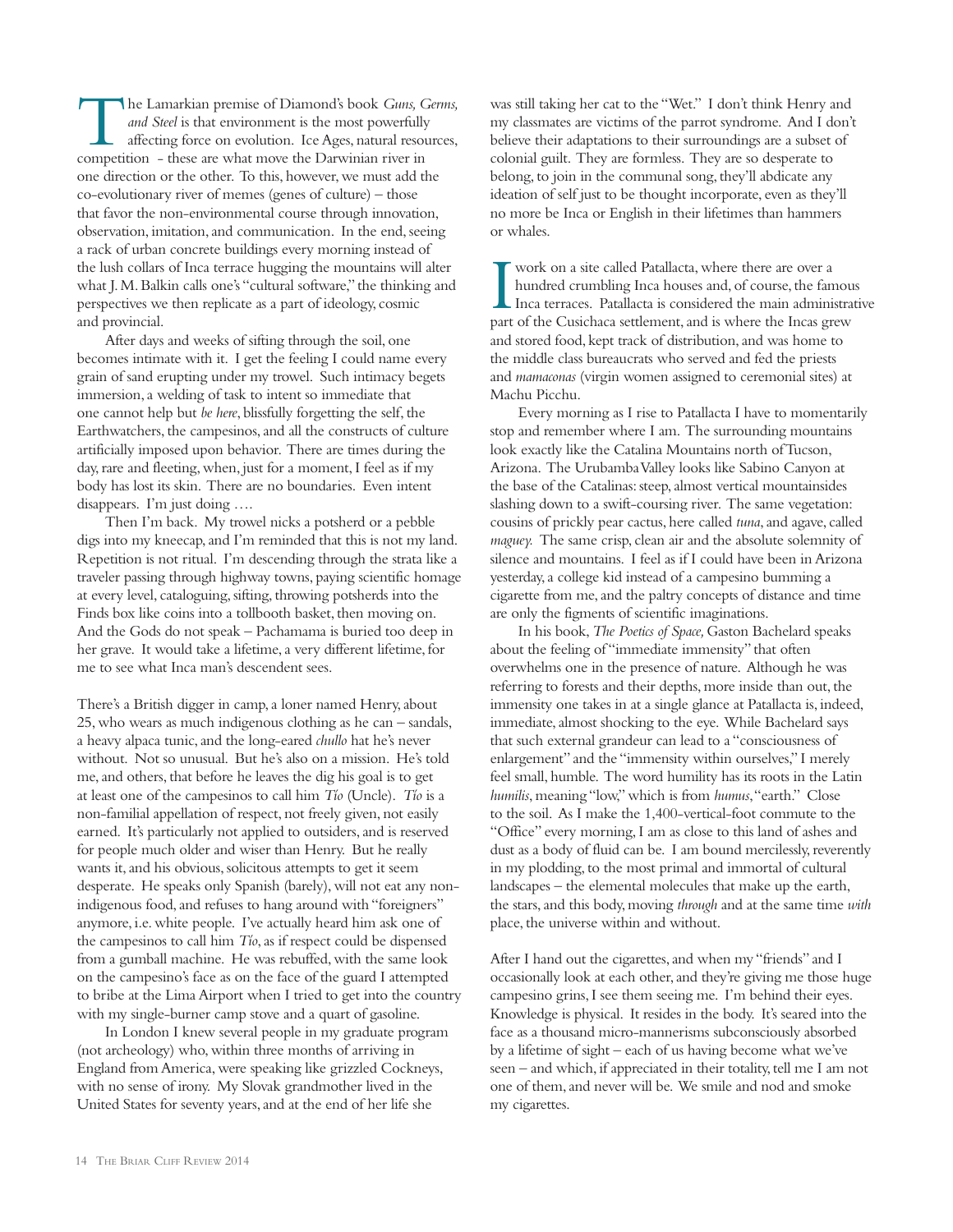The Lamarkian premise of Diamond's book *Guns, Germs, and Steel* is that environment is the most powerfully affecting force on evolution. Ice Ages, natural resources, competition - these are what move the Darwinian river in one direction or the other. To this, however, we must add the co-evolutionary river of memes (genes of culture) – those that favor the non-environmental course through innovation, observation, imitation, and communication. In the end, seeing a rack of urban concrete buildings every morning instead of the lush collars of Inca terrace hugging the mountains will alter what J. M. Balkin calls one's "cultural software," the thinking and perspectives we then replicate as a part of ideology, cosmic and provincial.

After days and weeks of sifting through the soil, one becomes intimate with it. I get the feeling I could name every grain of sand erupting under my trowel. Such intimacy begets immersion, a welding of task to intent so immediate that one cannot help but *be here*, blissfully forgetting the self, the Earthwatchers, the campesinos, and all the constructs of culture artificially imposed upon behavior. There are times during the day, rare and fleeting, when, just for a moment, I feel as if my body has lost its skin. There are no boundaries. Even intent disappears. I'm just doing ….

Then I'm back. My trowel nicks a potsherd or a pebble digs into my kneecap, and I'm reminded that this is not my land. Repetition is not ritual. I'm descending through the strata like a traveler passing through highway towns, paying scientific homage at every level, cataloguing, sifting, throwing potsherds into the Finds box like coins into a tollbooth basket, then moving on. And the Gods do not speak – Pachamama is buried too deep in her grave. It would take a lifetime, a very different lifetime, for me to see what Inca man's descendent sees.

There's a British digger in camp, a loner named Henry, about 25, who wears as much indigenous clothing as he can – sandals, a heavy alpaca tunic, and the long-eared *chullo* hat he's never without. Not so unusual. But he's also on a mission. He's told me, and others, that before he leaves the dig his goal is to get at least one of the campesinos to call him *Tío* (Uncle). *Tío* is a non-familial appellation of respect, not freely given, not easily earned. It's particularly not applied to outsiders, and is reserved for people much older and wiser than Henry. But he really wants it, and his obvious, solicitous attempts to get it seem desperate. He speaks only Spanish (barely), will not eat any non-indigenous food, and refuses to hang around with "foreigners" anymore, i.e. white people. I've actually heard him ask one of the campesinos to call him *Tío*, as if respect could be dispensed from a gumball machine. He was rebuffed, with the same look on the campesino's face as on the face of the guard I attempted to bribe at the Lima Airport when I tried to get into the country with my single-burner camp stove and a quart of gasoline.

In London I knew several people in my graduate program (not archeology) who, within three months of arriving in England from America, were speaking like grizzled Cockneys, with no sense of irony. My Slovak grandmother lived in the United States for seventy years, and at the end of her life she was still taking her cat to the "Wet." I don't think Henry and my classmates are victims of the parrot syndrome. And I don't believe their adaptations to their surroundings are a subset of colonial guilt. They are formless. They are so desperate to belong, to join in the communal song, they'll abdicate any ideation of self just to be thought incorporate, even as they'll no more be Inca or English in their lifetimes than hammers or whales.

I work on a site called Patallacta, where there are over a hundred crumbling Inca houses and, of course, the famous Inca terraces. Patallacta is considered the main administrative part of the Cusichaca settlement, and is where the Incas grew and stored food, kept track of distribution, and was home to the middle class bureaucrats who served and fed the priests and *mamaconas* (virgin women assigned to ceremonial sites) at Machu Picchu.

Every morning as I rise to Patallacta I have to momentarily stop and remember where I am. The surrounding mountains look exactly like the Catalina Mountains north of Tucson, Arizona. The Urubamba Valley looks like Sabino Canyon at the base of the Catalinas: steep, almost vertical mountainsides slashing down to a swift-coursing river. The same vegetation: cousins of prickly pear cactus, here called *tuna*, and agave, called *maguey*. The same crisp, clean air and the absolute solemnity of silence and mountains. I feel as if I could have been in Arizona yesterday, a college kid instead of a campesino bumming a cigarette from me, and the paltry concepts of distance and time are only the figments of scientific imaginations.

In his book, *The Poetics of Space,* Gaston Bachelard speaks about the feeling of "immediate immensity" that often overwhelms one in the presence of nature. Although he was referring to forests and their depths, more inside than out, the immensity one takes in at a single glance at Patallacta is, indeed, immediate, almost shocking to the eye. While Bachelard says that such external grandeur can lead to a "consciousness of enlargement" and the "immensity within ourselves," I merely feel small, humble. The word humility has its roots in the Latin *humilis*, meaning "low," which is from *humus*, "earth." Close to the soil. As I make the 1,400-vertical-foot commute to the "Office" every morning, I am as close to this land of ashes and dust as a body of fluid can be. I am bound mercilessly, reverently in my plodding, to the most primal and immortal of cultural landscapes – the elemental molecules that make up the earth, the stars, and this body, moving *through* and at the same time *with* place, the universe within and without.

After I hand out the cigarettes, and when my "friends" and I occasionally look at each other, and they're giving me those huge campesino grins, I see them seeing me. I'm behind their eyes. Knowledge is physical. It resides in the body. It's seared into the face as a thousand micro-mannerisms subconsciously absorbed by a lifetime of sight – each of us having become what we've seen – and which, if appreciated in their totality, tell me I am not one of them, and never will be. We smile and nod and smoke my cigarettes.